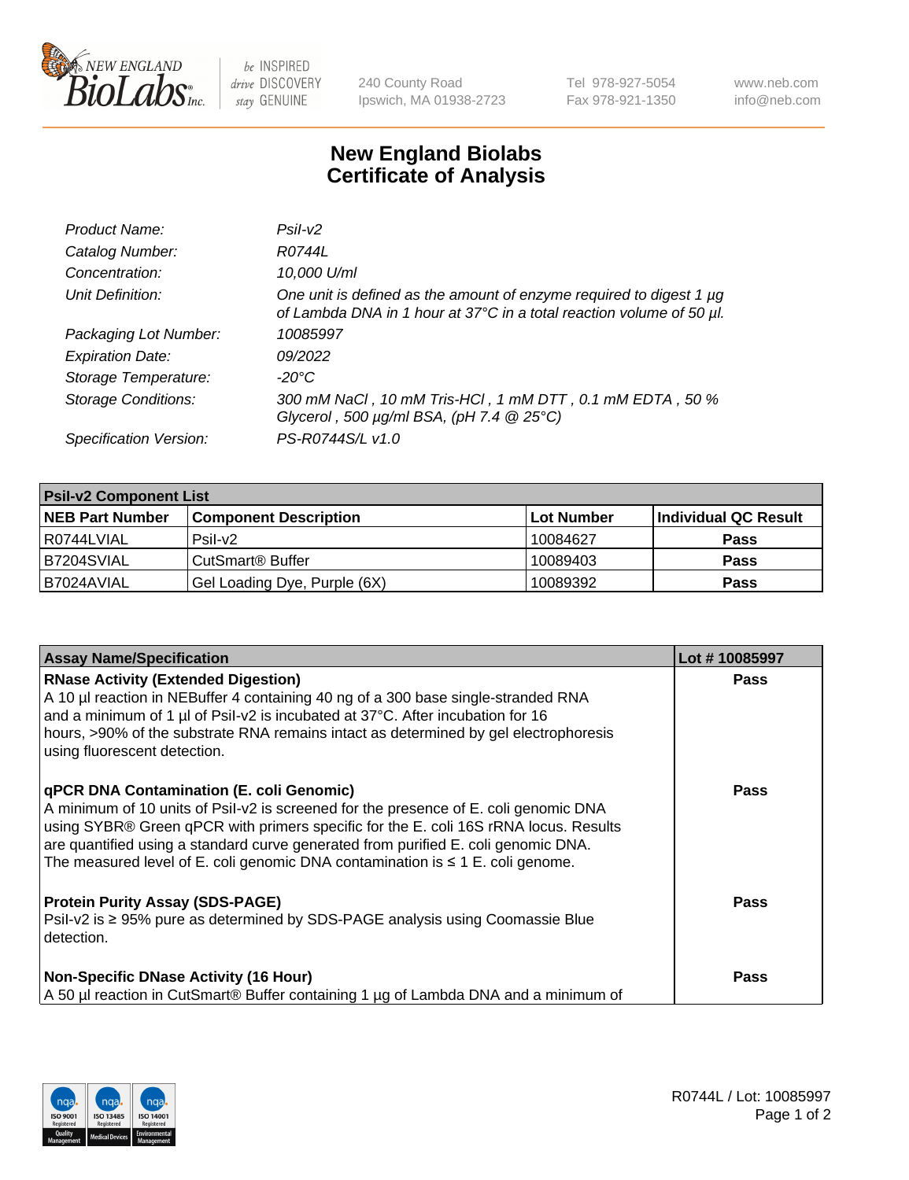# New England Biolabs
# Certificate of Analysis

| | |
|---|---|
| *Product Name:* | *PsiI-v2* |
| *Catalog Number:* | *R0744L* |
| *Concentration:* | *10,000 U/ml* |
| *Unit Definition:* | *One unit is defined as the amount of enzyme required to digest 1 µg of Lambda DNA in 1 hour at 37°C in a total reaction volume of 50 µl.* |
| *Packaging Lot Number:* | *10085997* |
| *Expiration Date:* | *09/2022* |
| *Storage Temperature:* | *-20°C* |
| *Storage Conditions:* | *300 mM NaCl , 10 mM Tris-HCl , 1 mM DTT , 0.1 mM EDTA , 50 % Glycerol , 500 µg/ml BSA, (pH 7.4 @ 25°C)* |
| *Specification Version:* | *PS-R0744S/L v1.0* |

| PsiI-v2 Component List | | | |
|---|---|---|---|
| **NEB Part Number** | **Component Description** | **Lot Number** | **Individual QC Result** |
| R0744LVIAL | PsiI-v2 | 10084627 | **Pass** |
| B7204SVIAL | CutSmart® Buffer | 10089403 | **Pass** |
| B7024AVIAL | Gel Loading Dye, Purple (6X) | 10089392 | **Pass** |

| Assay Name/Specification | Lot # 10085997 |
|---|---|
| **RNase Activity (Extended Digestion)**<br>A 10 µl reaction in NEBuffer 4 containing 40 ng of a 300 base single-stranded RNA and a minimum of 1 µl of PsiI-v2 is incubated at 37°C. After incubation for 16 hours, >90% of the substrate RNA remains intact as determined by gel electrophoresis using fluorescent detection. | **Pass** |
| **qPCR DNA Contamination (E. coli Genomic)**<br>A minimum of 10 units of PsiI-v2 is screened for the presence of E. coli genomic DNA using SYBR® Green qPCR with primers specific for the E. coli 16S rRNA locus. Results are quantified using a standard curve generated from purified E. coli genomic DNA. The measured level of E. coli genomic DNA contamination is ≤ 1 E. coli genome. | **Pass** |
| **Protein Purity Assay (SDS-PAGE)**<br>PsiI-v2 is ≥ 95% pure as determined by SDS-PAGE analysis using Coomassie Blue detection. | **Pass** |
| **Non-Specific DNase Activity (16 Hour)**<br>A 50 µl reaction in CutSmart® Buffer containing 1 µg of Lambda DNA and a minimum of | **Pass** |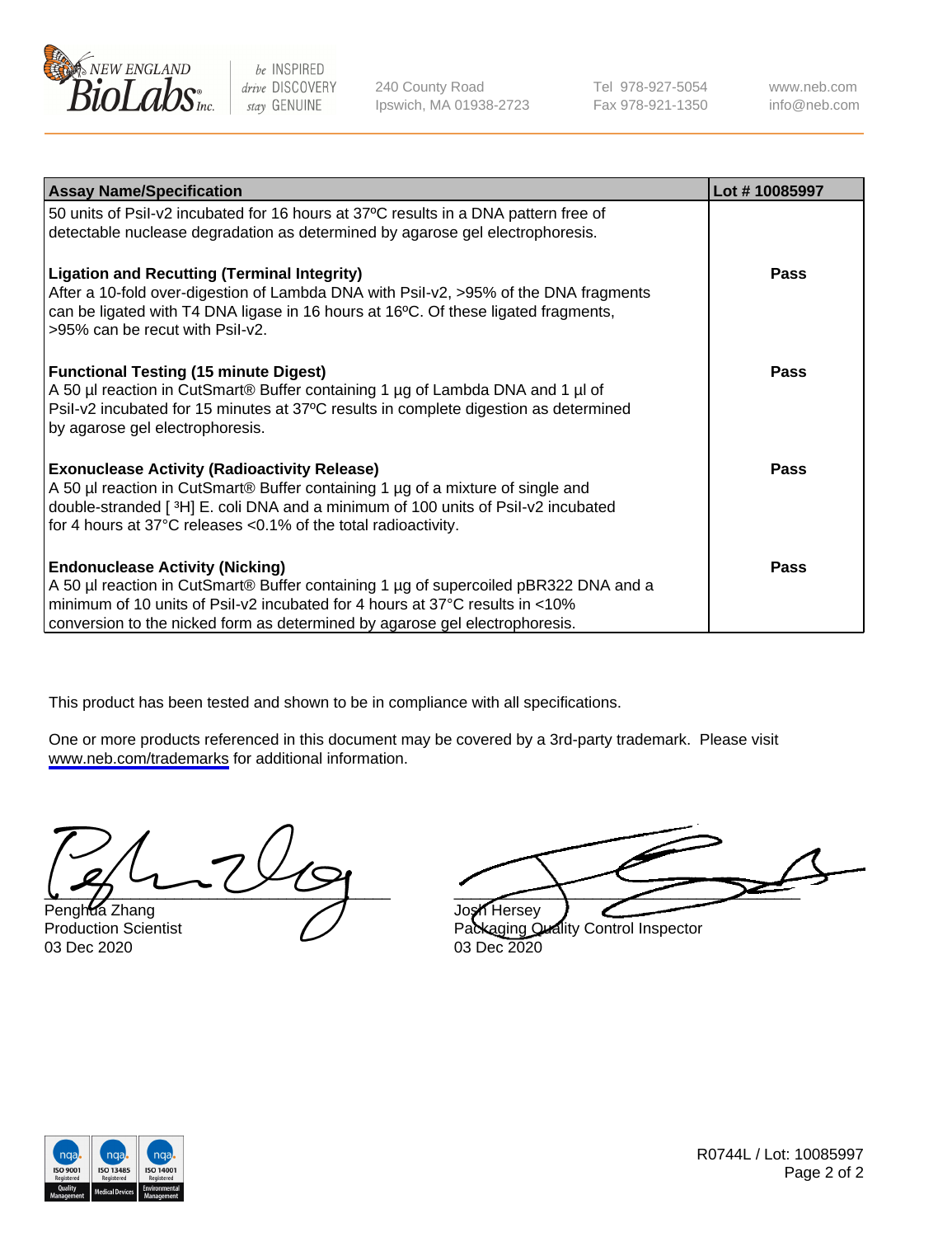| Assay Name/Specification | Lot # 10085997 |
|---|---|
| 50 units of PsiI-v2 incubated for 16 hours at 37ºC results in a DNA pattern free of detectable nuclease degradation as determined by agarose gel electrophoresis. | |
| **Ligation and Recutting (Terminal Integrity)** After a 10-fold over-digestion of Lambda DNA with PsiI-v2, >95% of the DNA fragments can be ligated with T4 DNA ligase in 16 hours at 16ºC. Of these ligated fragments, >95% can be recut with PsiI-v2. | Pass |
| **Functional Testing (15 minute Digest)** A 50 µl reaction in CutSmart® Buffer containing 1 µg of Lambda DNA and 1 µl of PsiI-v2 incubated for 15 minutes at 37ºC results in complete digestion as determined by agarose gel electrophoresis. | Pass |
| **Exonuclease Activity (Radioactivity Release)** A 50 µl reaction in CutSmart® Buffer containing 1 µg of a mixture of single and double-stranded [ $^3$H] E. coli DNA and a minimum of 100 units of PsiI-v2 incubated for 4 hours at 37°C releases <0.1% of the total radioactivity. | Pass |
| **Endonuclease Activity (Nicking)** A 50 µl reaction in CutSmart® Buffer containing 1 µg of supercoiled pBR322 DNA and a minimum of 10 units of PsiI-v2 incubated for 4 hours at 37°C results in <10% conversion to the nicked form as determined by agarose gel electrophoresis. | Pass |

This product has been tested and shown to be in compliance with all specifications.

One or more products referenced in this document may be covered by a 3rd-party trademark. Please visit www.neb.com/trademarks for additional information.

Penghua Zhang
Production Scientist
03 Dec 2020

Josh Hersey
Packaging Quality Control Inspector
03 Dec 2020

R0744L / Lot: 10085997